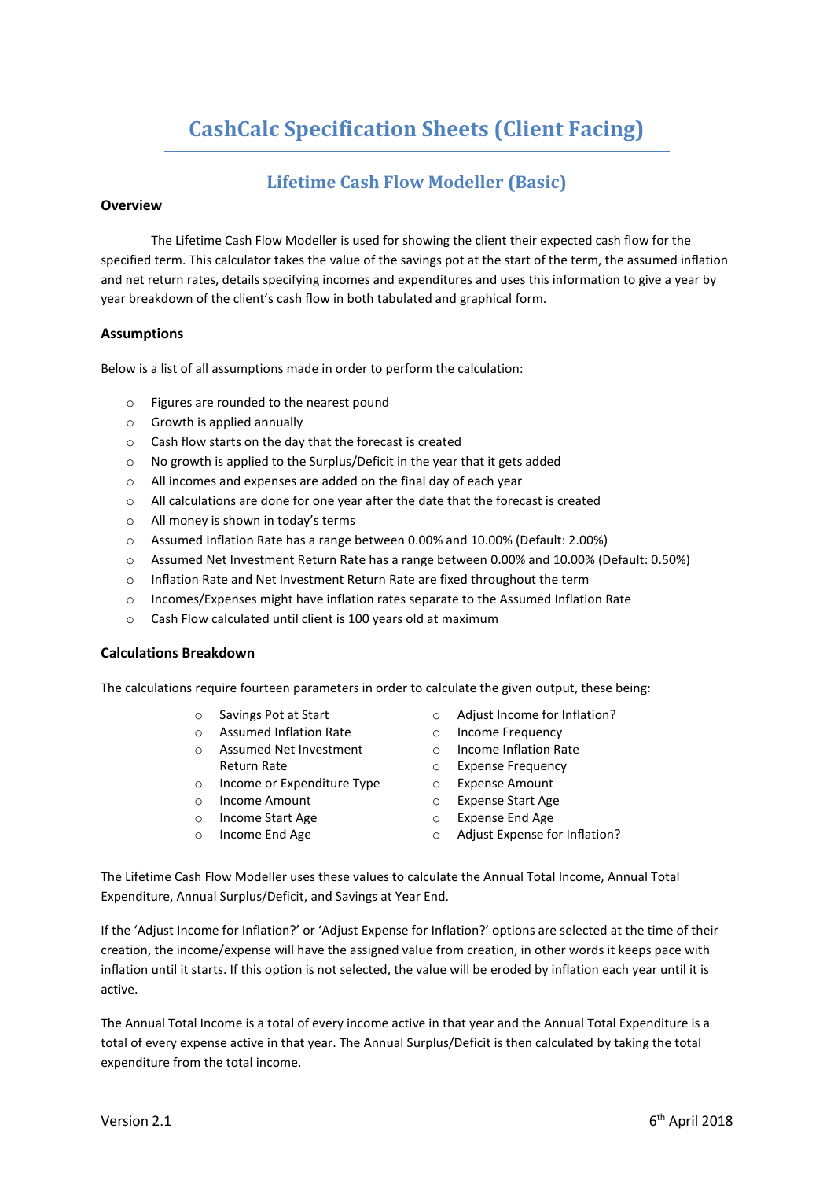# CashCalc Specification Sheets (Client Facing)

## Lifetime Cash Flow Modeller (Basic)

### Overview

The Lifetime Cash Flow Modeller is used for showing the client their expected cash flow for the specified term. This calculator takes the value of the savings pot at the start of the term, the assumed inflation and net return rates, details specifying incomes and expenditures and uses this information to give a year by year breakdown of the client's cash flow in both tabulated and graphical form.

### Assumptions

Below is a list of all assumptions made in order to perform the calculation:

- Figures are rounded to the nearest pound
- Growth is applied annually
- Cash flow starts on the day that the forecast is created
- No growth is applied to the Surplus/Deficit in the year that it gets added
- All incomes and expenses are added on the final day of each year
- All calculations are done for one year after the date that the forecast is created
- All money is shown in today's terms
- Assumed Inflation Rate has a range between 0.00% and 10.00% (Default: 2.00%)
- Assumed Net Investment Return Rate has a range between 0.00% and 10.00% (Default: 0.50%)
- Inflation Rate and Net Investment Return Rate are fixed throughout the term
- Incomes/Expenses might have inflation rates separate to the Assumed Inflation Rate
- Cash Flow calculated until client is 100 years old at maximum

### Calculations Breakdown

The calculations require fourteen parameters in order to calculate the given output, these being:

- Savings Pot at Start
- Assumed Inflation Rate
- Assumed Net Investment Return Rate
- Income or Expenditure Type
- Income Amount
- Income Start Age
- Income End Age
- Adjust Income for Inflation?
- Income Frequency
- Income Inflation Rate
- Expense Frequency
- Expense Amount
- Expense Start Age
- Expense End Age
- Adjust Expense for Inflation?

The Lifetime Cash Flow Modeller uses these values to calculate the Annual Total Income, Annual Total Expenditure, Annual Surplus/Deficit, and Savings at Year End.

If the 'Adjust Income for Inflation?' or 'Adjust Expense for Inflation?' options are selected at the time of their creation, the income/expense will have the assigned value from creation, in other words it keeps pace with inflation until it starts. If this option is not selected, the value will be eroded by inflation each year until it is active.

The Annual Total Income is a total of every income active in that year and the Annual Total Expenditure is a total of every expense active in that year. The Annual Surplus/Deficit is then calculated by taking the total expenditure from the total income.

Version 2.1 6th April 2018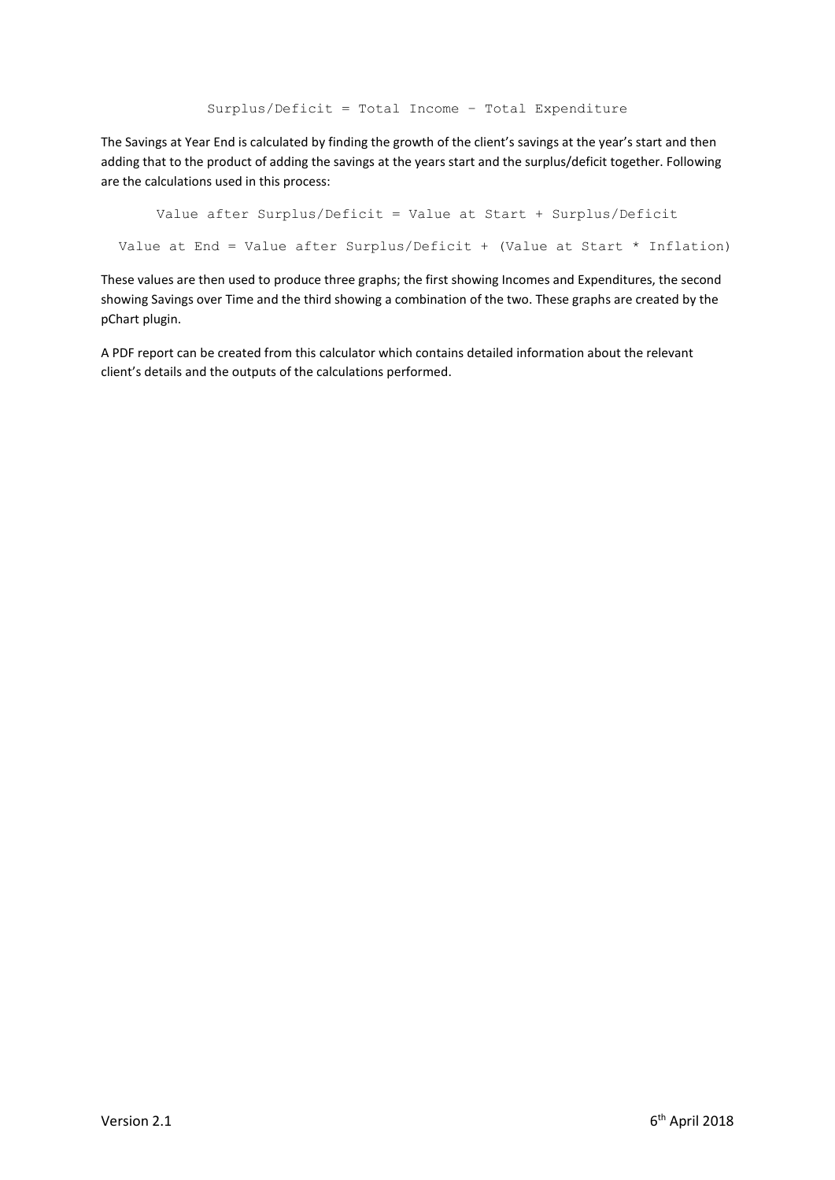```
Surplus/Deficit = Total Income – Total Expenditure
```

The Savings at Year End is calculated by finding the growth of the client's savings at the year's start and then adding that to the product of adding the savings at the years start and the surplus/deficit together. Following are the calculations used in this process:

```
Value after Surplus/Deficit = Value at Start + Surplus/Deficit

Value at End = Value after Surplus/Deficit + (Value at Start * Inflation)
```

These values are then used to produce three graphs; the first showing Incomes and Expenditures, the second showing Savings over Time and the third showing a combination of the two. These graphs are created by the pChart plugin.

A PDF report can be created from this calculator which contains detailed information about the relevant client's details and the outputs of the calculations performed.